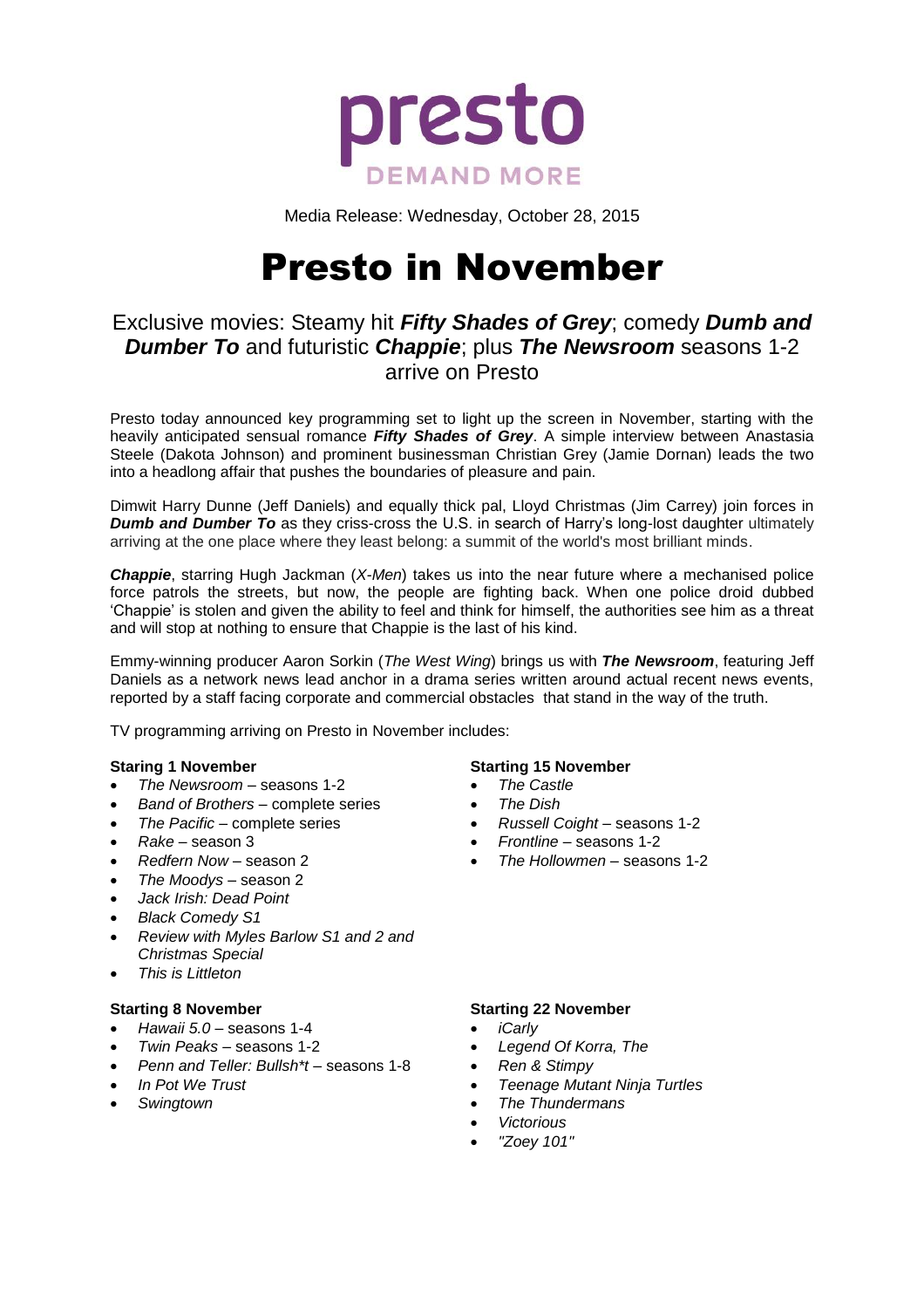presto

DEMAND MORE

Media Release: Wednesday, October 28, 2015

# Presto in November

## Exclusive movies: Steamy hit ***Fifty Shades of Grey***; comedy ***Dumb and Dumber To*** and futuristic ***Chappie***; plus ***The Newsroom*** seasons 1-2 arrive on Presto

Presto today announced key programming set to light up the screen in November, starting with the heavily anticipated sensual romance ***Fifty Shades of Grey***. A simple interview between Anastasia Steele (Dakota Johnson) and prominent businessman Christian Grey (Jamie Dornan) leads the two into a headlong affair that pushes the boundaries of pleasure and pain.

Dimwit Harry Dunne (Jeff Daniels) and equally thick pal, Lloyd Christmas (Jim Carrey) join forces in ***Dumb and Dumber To*** as they criss-cross the U.S. in search of Harry's long-lost daughter ultimately arriving at the one place where they least belong: a summit of the world's most brilliant minds.

***Chappie***, starring Hugh Jackman (*X-Men*) takes us into the near future where a mechanised police force patrols the streets, but now, the people are fighting back. When one police droid dubbed 'Chappie' is stolen and given the ability to feel and think for himself, the authorities see him as a threat and will stop at nothing to ensure that Chappie is the last of his kind.

Emmy-winning producer Aaron Sorkin (*The West Wing*) brings us with ***The Newsroom***, featuring Jeff Daniels as a network news lead anchor in a drama series written around actual recent news events, reported by a staff facing corporate and commercial obstacles that stand in the way of the truth.

TV programming arriving on Presto in November includes:

**Staring 1 November**

- *The Newsroom* – seasons 1-2
- *Band of Brothers* – complete series
- *The Pacific* – complete series
- *Rake* – season 3
- *Redfern Now* – season 2
- *The Moodys* – season 2
- *Jack Irish: Dead Point*
- *Black Comedy S1*
- *Review with Myles Barlow S1 and 2 and Christmas Special*
- *This is Littleton*

**Starting 8 November**

- *Hawaii 5.0* – seasons 1-4
- *Twin Peaks* – seasons 1-2
- *Penn and Teller: Bullsh*t* – seasons 1-8
- *In Pot We Trust*
- *Swingtown*

**Starting 15 November**

- *The Castle*
- *The Dish*
- *Russell Coight* – seasons 1-2
- *Frontline* – seasons 1-2
- *The Hollowmen* – seasons 1-2

**Starting 22 November**

- *iCarly*
- *Legend Of Korra, The*
- *Ren & Stimpy*
- *Teenage Mutant Ninja Turtles*
- *The Thundermans*
- *Victorious*
- *"Zoey 101"*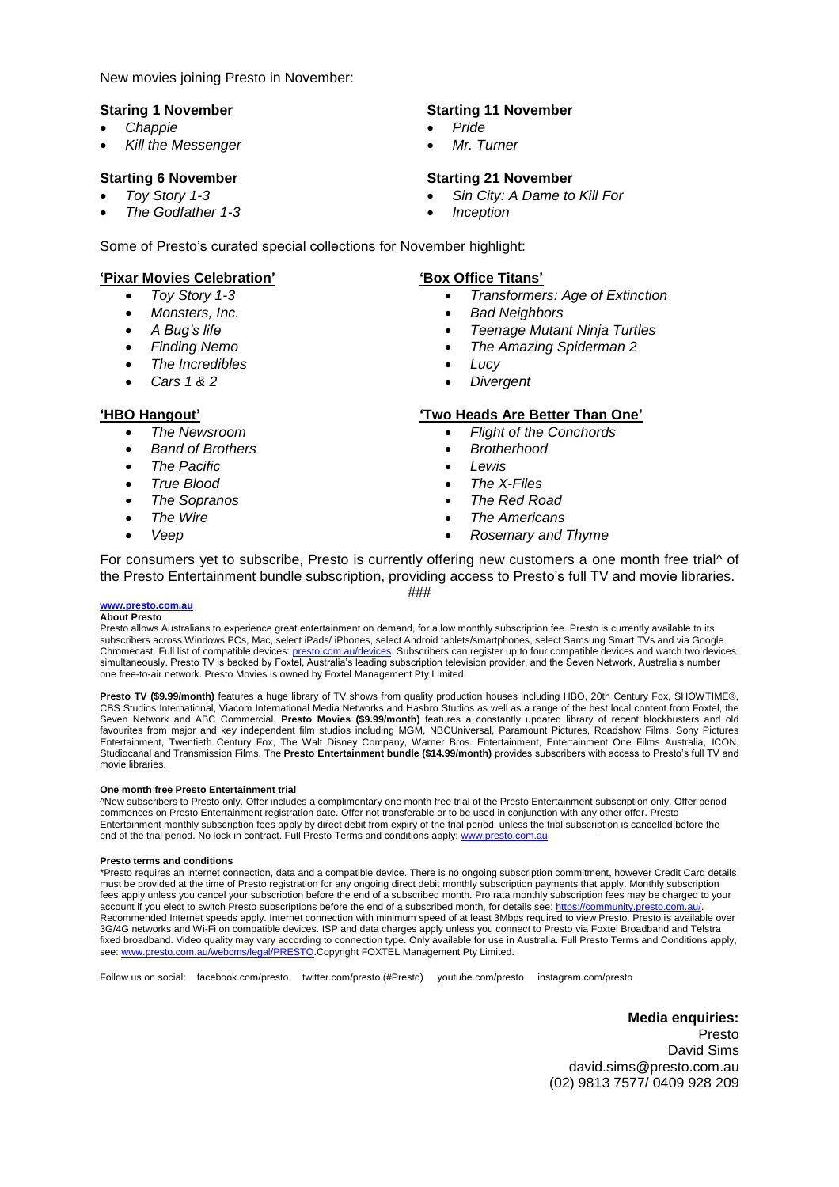New movies joining Presto in November:

**Staring 1 November**

- *Chappie*
- *Kill the Messenger*

**Starting 6 November**

- *Toy Story 1-3*
- *The Godfather 1-3*

**Starting 11 November**

- *Pride*
- *Mr. Turner*

**Starting 21 November**

- *Sin City: A Dame to Kill For*
- *Inception*

Some of Presto's curated special collections for November highlight:

**'Pixar Movies Celebration'**

- *Toy Story 1-3*
- *Monsters, Inc.*
- *A Bug's life*
- *Finding Nemo*
- *The Incredibles*
- *Cars 1 & 2*

**'HBO Hangout'**

- *The Newsroom*
- *Band of Brothers*
- *The Pacific*
- *True Blood*
- *The Sopranos*
- *The Wire*
- *Veep*

**'Box Office Titans'**

- *Transformers: Age of Extinction*
- *Bad Neighbors*
- *Teenage Mutant Ninja Turtles*
- *The Amazing Spiderman 2*
- *Lucy*
- *Divergent*

**'Two Heads Are Better Than One'**

- *Flight of the Conchords*
- *Brotherhood*
- *Lewis*
- *The X-Files*
- *The Red Road*
- *The Americans*
- *Rosemary and Thyme*

For consumers yet to subscribe, Presto is currently offering new customers a one month free trial^ of the Presto Entertainment bundle subscription, providing access to Presto's full TV and movie libraries.

###

**www.presto.com.au**

**About Presto**

Presto allows Australians to experience great entertainment on demand, for a low monthly subscription fee. Presto is currently available to its subscribers across Windows PCs, Mac, select iPads/ iPhones, select Android tablets/smartphones, select Samsung Smart TVs and via Google Chromecast. Full list of compatible devices: presto.com.au/devices. Subscribers can register up to four compatible devices and watch two devices simultaneously. Presto TV is backed by Foxtel, Australia's leading subscription television provider, and the Seven Network, Australia's number one free-to-air network. Presto Movies is owned by Foxtel Management Pty Limited.

**Presto TV ($9.99/month)** features a huge library of TV shows from quality production houses including HBO, 20th Century Fox, SHOWTIME®, CBS Studios International, Viacom International Media Networks and Hasbro Studios as well as a range of the best local content from Foxtel, the Seven Network and ABC Commercial. **Presto Movies ($9.99/month)** features a constantly updated library of recent blockbusters and old favourites from major and key independent film studios including MGM, NBCUniversal, Paramount Pictures, Roadshow Films, Sony Pictures Entertainment, Twentieth Century Fox, The Walt Disney Company, Warner Bros. Entertainment, Entertainment One Films Australia, ICON, Studiocanal and Transmission Films. The **Presto Entertainment bundle ($14.99/month)** provides subscribers with access to Presto's full TV and movie libraries.

**One month free Presto Entertainment trial**

^New subscribers to Presto only. Offer includes a complimentary one month free trial of the Presto Entertainment subscription only. Offer period commences on Presto Entertainment registration date. Offer not transferable or to be used in conjunction with any other offer. Presto Entertainment monthly subscription fees apply by direct debit from expiry of the trial period, unless the trial subscription is cancelled before the end of the trial period. No lock in contract. Full Presto Terms and conditions apply: www.presto.com.au.

**Presto terms and conditions**

*Presto requires an internet connection, data and a compatible device. There is no ongoing subscription commitment, however Credit Card details must be provided at the time of Presto registration for any ongoing direct debit monthly subscription payments that apply. Monthly subscription fees apply unless you cancel your subscription before the end of a subscribed month. Pro rata monthly subscription fees may be charged to your account if you elect to switch Presto subscriptions before the end of a subscribed month, for details see: https://community.presto.com.au/. Recommended Internet speeds apply. Internet connection with minimum speed of at least 3Mbps required to view Presto. Presto is available over 3G/4G networks and Wi-Fi on compatible devices. ISP and data charges apply unless you connect to Presto via Foxtel Broadband and Telstra fixed broadband. Video quality may vary according to connection type. Only available for use in Australia. Full Presto Terms and Conditions apply, see: www.presto.com.au/webcms/legal/PRESTO.Copyright FOXTEL Management Pty Limited.

Follow us on social: facebook.com/presto twitter.com/presto (#Presto) youtube.com/presto instagram.com/presto

**Media enquiries:**
Presto
David Sims
david.sims@presto.com.au
(02) 9813 7577/ 0409 928 209